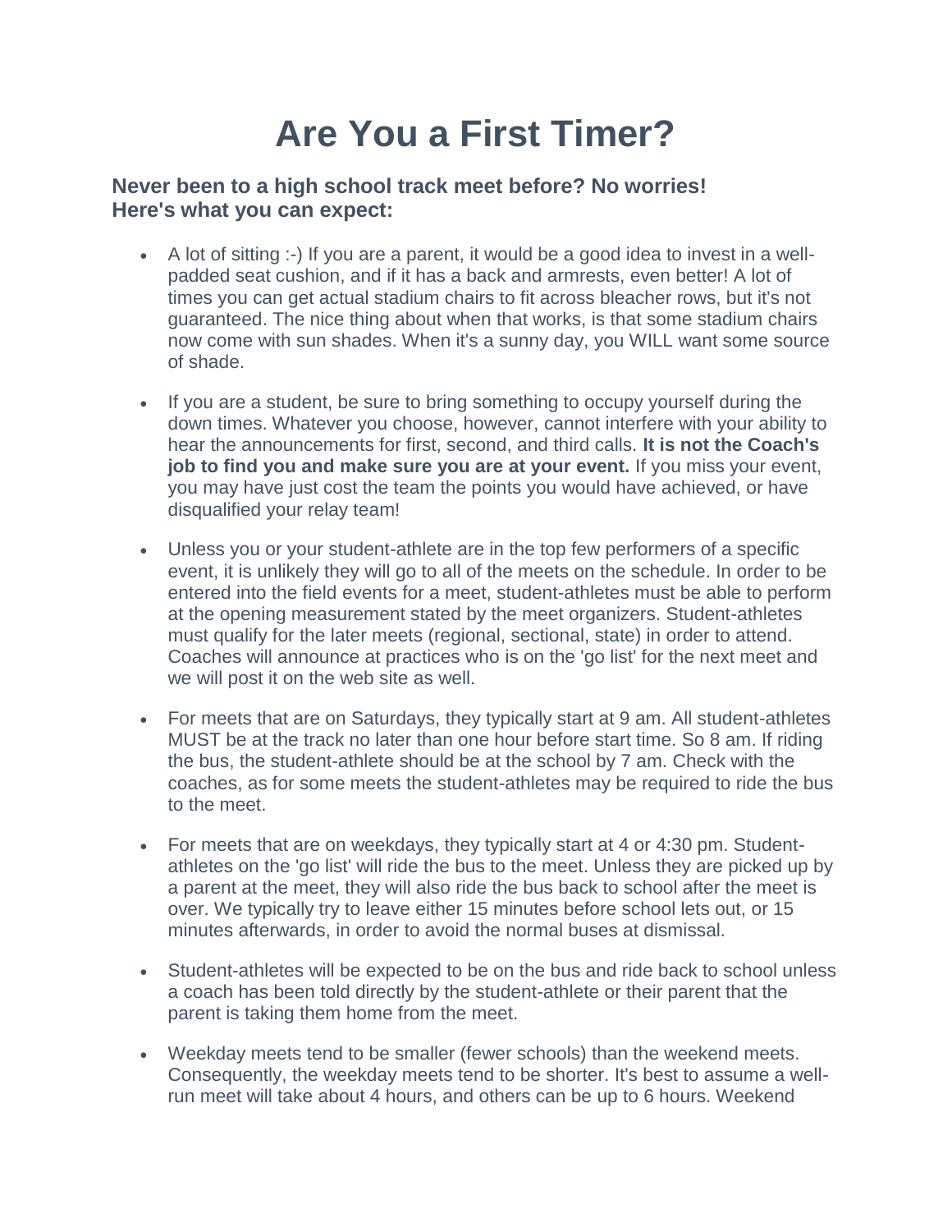# Are You a First Timer?

### Never been to a high school track meet before? No worries! Here's what you can expect:

- A lot of sitting :-) If you are a parent, it would be a good idea to invest in a well-padded seat cushion, and if it has a back and armrests, even better! A lot of times you can get actual stadium chairs to fit across bleacher rows, but it's not guaranteed. The nice thing about when that works, is that some stadium chairs now come with sun shades. When it's a sunny day, you WILL want some source of shade.

- If you are a student, be sure to bring something to occupy yourself during the down times. Whatever you choose, however, cannot interfere with your ability to hear the announcements for first, second, and third calls. **It is not the Coach's job to find you and make sure you are at your event.** If you miss your event, you may have just cost the team the points you would have achieved, or have disqualified your relay team!

- Unless you or your student-athlete are in the top few performers of a specific event, it is unlikely they will go to all of the meets on the schedule. In order to be entered into the field events for a meet, student-athletes must be able to perform at the opening measurement stated by the meet organizers. Student-athletes must qualify for the later meets (regional, sectional, state) in order to attend. Coaches will announce at practices who is on the 'go list' for the next meet and we will post it on the web site as well.

- For meets that are on Saturdays, they typically start at 9 am. All student-athletes MUST be at the track no later than one hour before start time. So 8 am. If riding the bus, the student-athlete should be at the school by 7 am. Check with the coaches, as for some meets the student-athletes may be required to ride the bus to the meet.

- For meets that are on weekdays, they typically start at 4 or 4:30 pm. Student-athletes on the 'go list' will ride the bus to the meet. Unless they are picked up by a parent at the meet, they will also ride the bus back to school after the meet is over. We typically try to leave either 15 minutes before school lets out, or 15 minutes afterwards, in order to avoid the normal buses at dismissal.

- Student-athletes will be expected to be on the bus and ride back to school unless a coach has been told directly by the student-athlete or their parent that the parent is taking them home from the meet.

- Weekday meets tend to be smaller (fewer schools) than the weekend meets. Consequently, the weekday meets tend to be shorter. It's best to assume a well-run meet will take about 4 hours, and others can be up to 6 hours. Weekend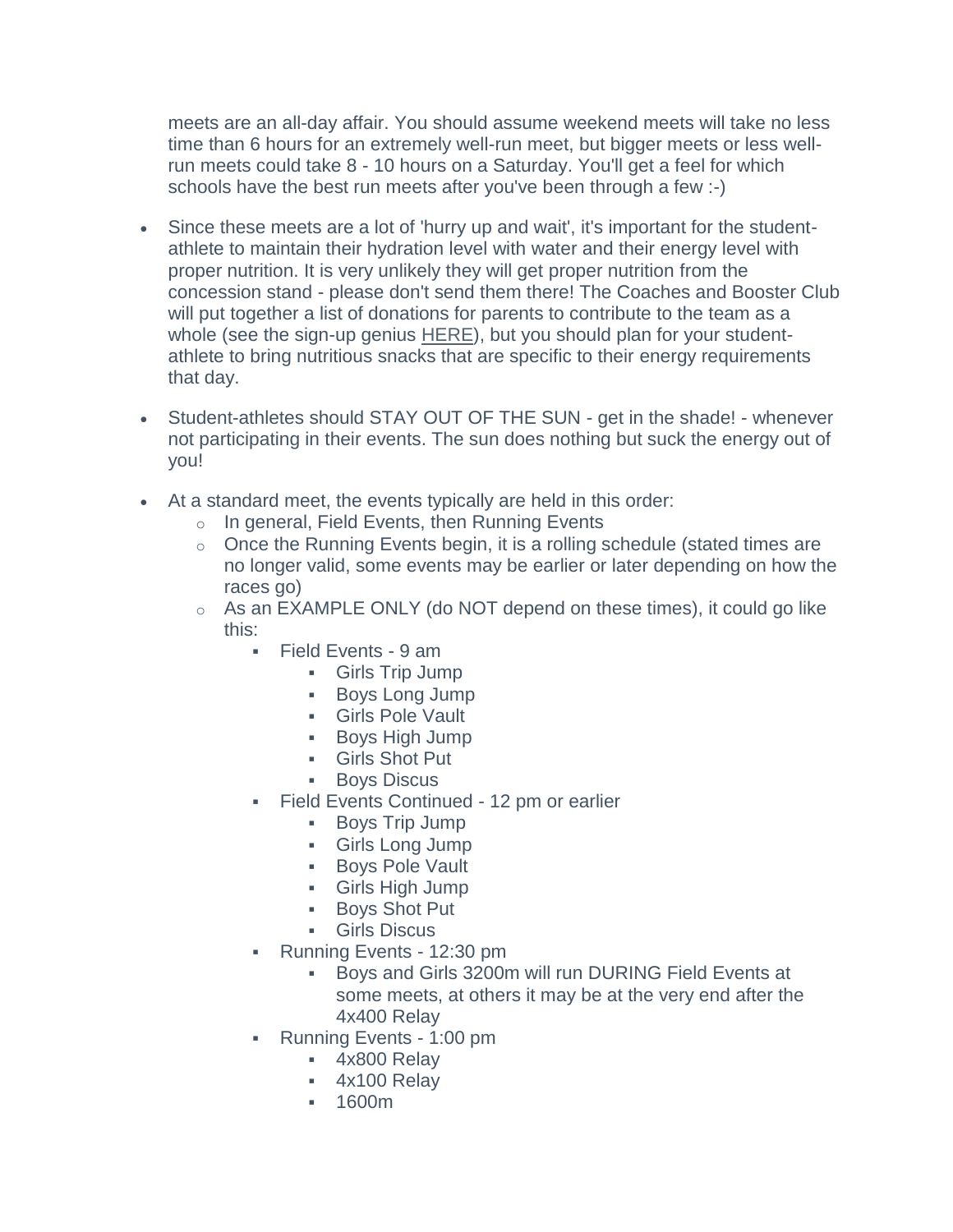meets are an all-day affair. You should assume weekend meets will take no less time than 6 hours for an extremely well-run meet, but bigger meets or less well-run meets could take 8 - 10 hours on a Saturday. You'll get a feel for which schools have the best run meets after you've been through a few :-)

- Since these meets are a lot of 'hurry up and wait', it's important for the student-athlete to maintain their hydration level with water and their energy level with proper nutrition. It is very unlikely they will get proper nutrition from the concession stand - please don't send them there! The Coaches and Booster Club will put together a list of donations for parents to contribute to the team as a whole (see the sign-up genius HERE), but you should plan for your student-athlete to bring nutritious snacks that are specific to their energy requirements that day.
- Student-athletes should STAY OUT OF THE SUN - get in the shade! - whenever not participating in their events. The sun does nothing but suck the energy out of you!
- At a standard meet, the events typically are held in this order:
  - In general, Field Events, then Running Events
  - Once the Running Events begin, it is a rolling schedule (stated times are no longer valid, some events may be earlier or later depending on how the races go)
  - As an EXAMPLE ONLY (do NOT depend on these times), it could go like this:
    - Field Events - 9 am
      - Girls Trip Jump
      - Boys Long Jump
      - Girls Pole Vault
      - Boys High Jump
      - Girls Shot Put
      - Boys Discus
    - Field Events Continued - 12 pm or earlier
      - Boys Trip Jump
      - Girls Long Jump
      - Boys Pole Vault
      - Girls High Jump
      - Boys Shot Put
      - Girls Discus
    - Running Events - 12:30 pm
      - Boys and Girls 3200m will run DURING Field Events at some meets, at others it may be at the very end after the 4x400 Relay
    - Running Events - 1:00 pm
      - 4x800 Relay
      - 4x100 Relay
      - 1600m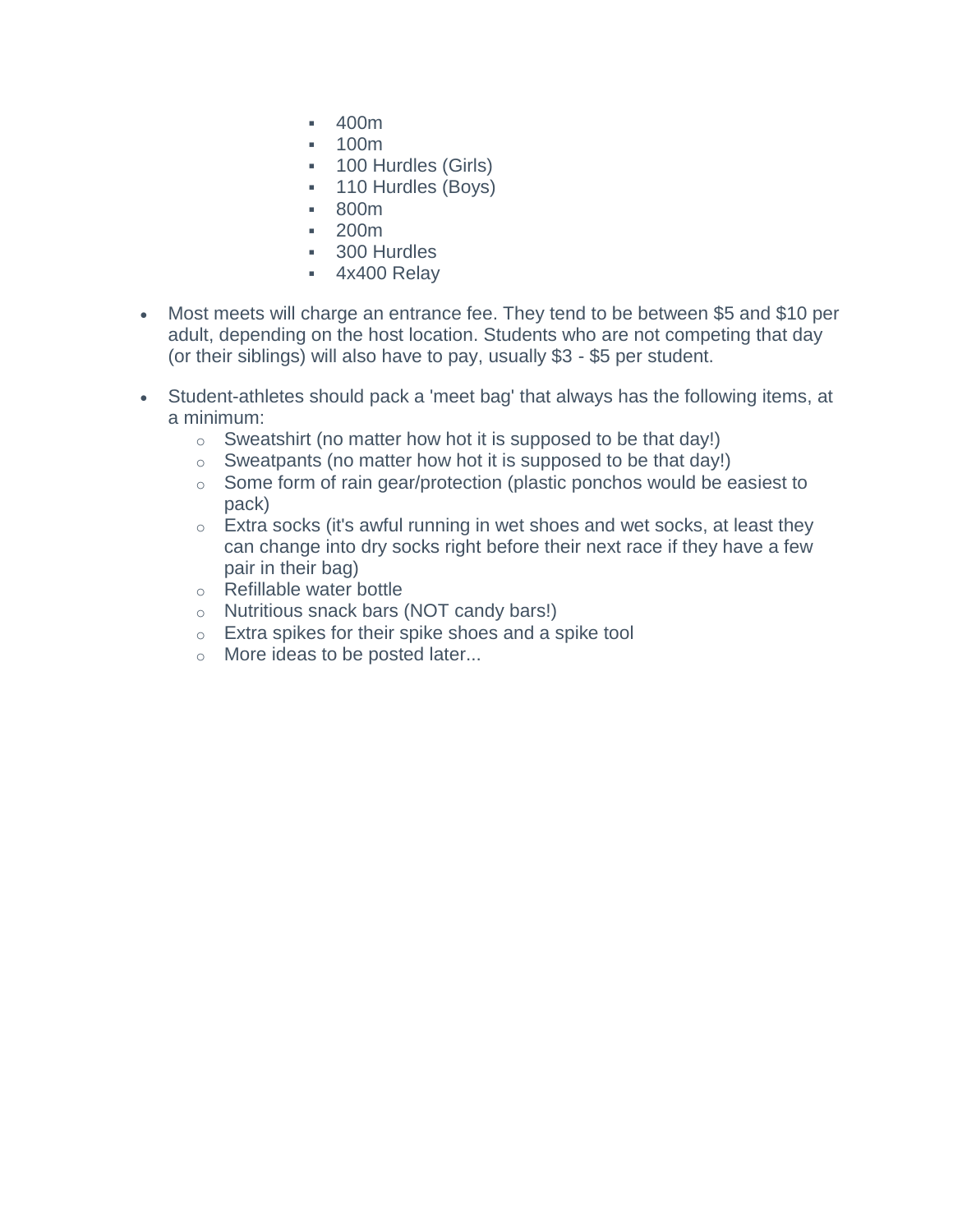- 400m
        - 100m
        - 100 Hurdles (Girls)
        - 110 Hurdles (Boys)
        - 800m
        - 200m
        - 300 Hurdles
        - 4x400 Relay

- Most meets will charge an entrance fee. They tend to be between $5 and $10 per adult, depending on the host location. Students who are not competing that day (or their siblings) will also have to pay, usually $3 - $5 per student.

- Student-athletes should pack a 'meet bag' that always has the following items, at a minimum:
    - Sweatshirt (no matter how hot it is supposed to be that day!)
    - Sweatpants (no matter how hot it is supposed to be that day!)
    - Some form of rain gear/protection (plastic ponchos would be easiest to pack)
    - Extra socks (it's awful running in wet shoes and wet socks, at least they can change into dry socks right before their next race if they have a few pair in their bag)
    - Refillable water bottle
    - Nutritious snack bars (NOT candy bars!)
    - Extra spikes for their spike shoes and a spike tool
    - More ideas to be posted later...